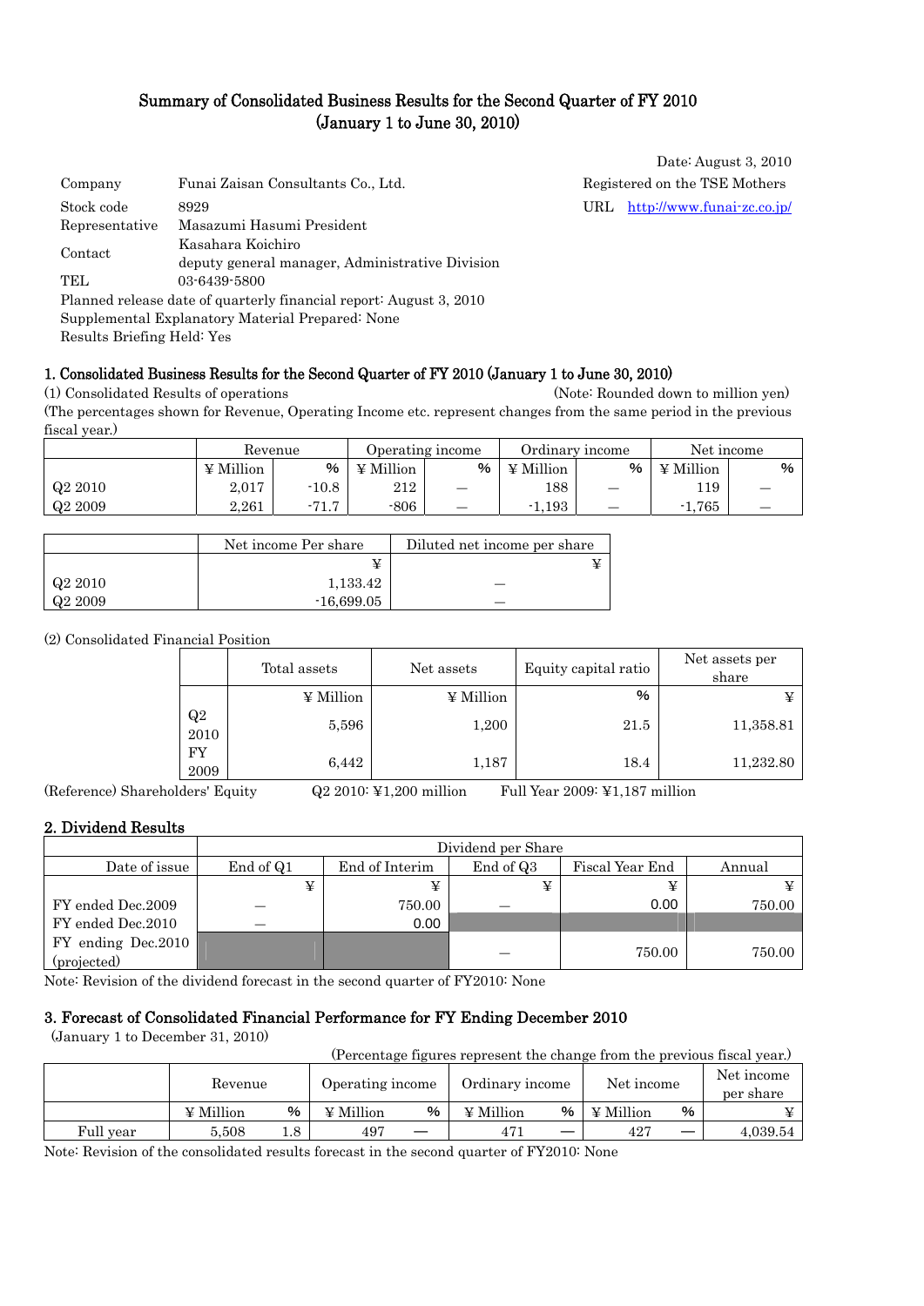# Summary of Consolidated Business Results for the Second Quarter of FY 2010 (January 1 to June 30, 2010)

Date: August 3, 2010

Company: Funai Zaisan Consultants Co., Ltd. — Registered on the TSE Mothers
Stock code: 8929 — URL http://www.funai-zc.co.jp/
Representative: Masazumi Hasumi President
Contact: Kasahara Koichiro, deputy general manager, Administrative Division
TEL: 03-6439-5800
Planned release date of quarterly financial report: August 3, 2010
Supplemental Explanatory Material Prepared: None
Results Briefing Held: Yes

## 1. Consolidated Business Results for the Second Quarter of FY 2010 (January 1 to June 30, 2010)

(1) Consolidated Results of operations (Note: Rounded down to million yen)

(The percentages shown for Revenue, Operating Income etc. represent changes from the same period in the previous fiscal year.)

| | Revenue | | Operating income | | Ordinary income | | Net income | |
|---|---|---|---|---|---|---|---|---|
| | ¥ Million | % | ¥ Million | % | ¥ Million | % | ¥ Million | % |
| Q2 2010 | 2,017 | -10.8 | 212 | — | 188 | — | 119 | — |
| Q2 2009 | 2,261 | -71.7 | -806 | — | -1,193 | — | -1,765 | — |

| | Net income Per share | Diluted net income per share |
|---|---|---|
| | ¥ | ¥ |
| Q2 2010 | 1,133.42 | — |
| Q2 2009 | -16,699.05 | — |

(2) Consolidated Financial Position

| | Total assets | Net assets | Equity capital ratio | Net assets per share |
|---|---|---|---|---|
| | ¥ Million | ¥ Million | % | ¥ |
| Q2 2010 | 5,596 | 1,200 | 21.5 | 11,358.81 |
| FY 2009 | 6,442 | 1,187 | 18.4 | 11,232.80 |

(Reference) Shareholders' Equity Q2 2010: ¥1,200 million Full Year 2009: ¥1,187 million

## 2. Dividend Results

| | Dividend per Share | | | | |
|---|---|---|---|---|---|
| Date of issue | End of Q1 | End of Interim | End of Q3 | Fiscal Year End | Annual |
| | ¥ | ¥ | ¥ | ¥ | ¥ |
| FY ended Dec.2009 | — | 750.00 | — | 0.00 | 750.00 |
| FY ended Dec.2010 | — | 0.00 | | | |
| FY ending Dec.2010 (projected) | | | — | 750.00 | 750.00 |

Note: Revision of the dividend forecast in the second quarter of FY2010: None

## 3. Forecast of Consolidated Financial Performance for FY Ending December 2010

(January 1 to December 31, 2010)

(Percentage figures represent the change from the previous fiscal year.)

| | Revenue | | Operating income | | Ordinary income | | Net income | | Net income per share |
|---|---|---|---|---|---|---|---|---|---|
| | ¥ Million | % | ¥ Million | % | ¥ Million | % | ¥ Million | % | ¥ |
| Full year | 5,508 | 1.8 | 497 | — | 471 | — | 427 | — | 4,039.54 |

Note: Revision of the consolidated results forecast in the second quarter of FY2010: None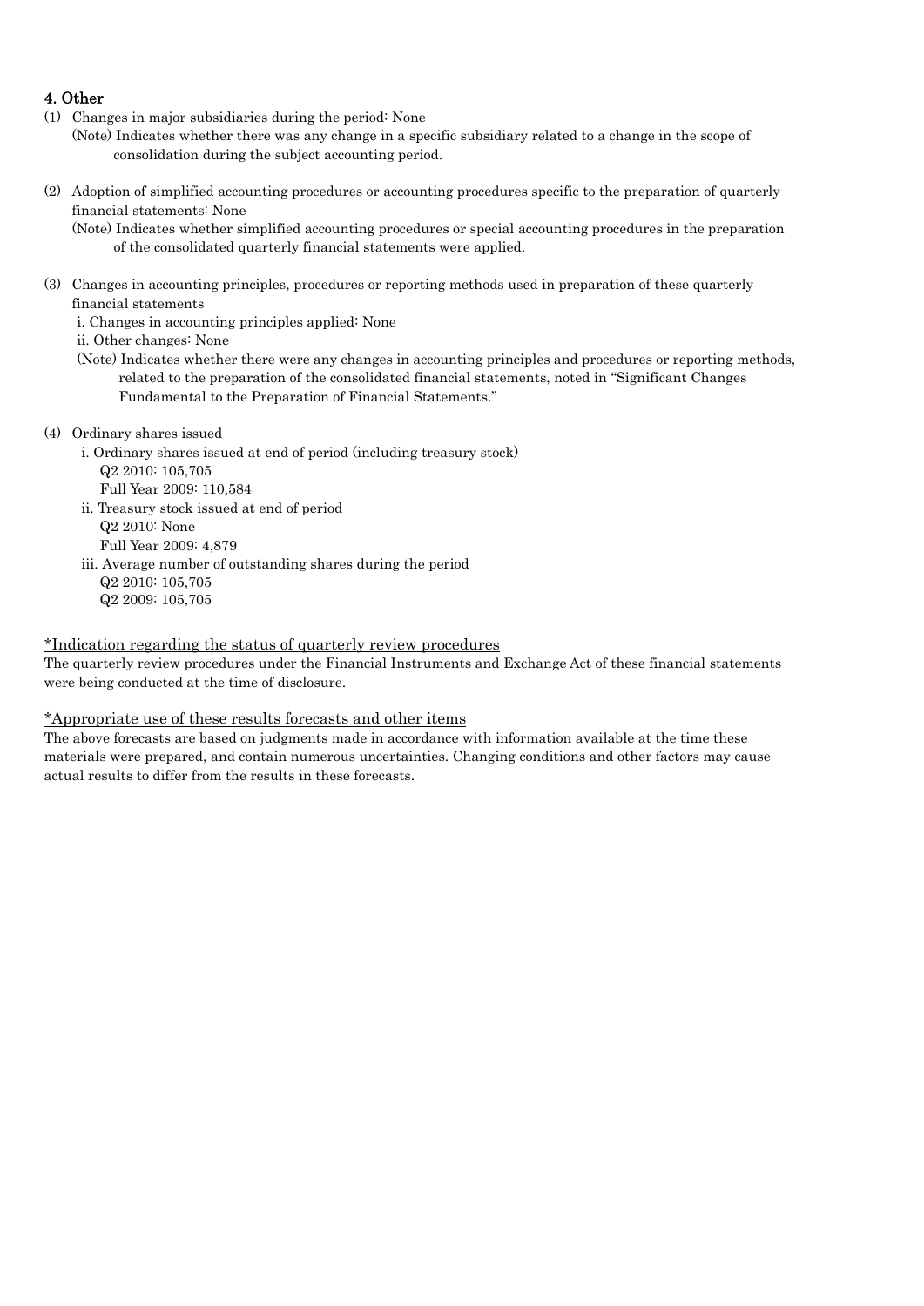## 4. Other

(1) Changes in major subsidiaries during the period: None

(Note) Indicates whether there was any change in a specific subsidiary related to a change in the scope of consolidation during the subject accounting period.

(2) Adoption of simplified accounting procedures or accounting procedures specific to the preparation of quarterly financial statements: None

(Note) Indicates whether simplified accounting procedures or special accounting procedures in the preparation of the consolidated quarterly financial statements were applied.

(3) Changes in accounting principles, procedures or reporting methods used in preparation of these quarterly financial statements

i. Changes in accounting principles applied: None

ii. Other changes: None

(Note) Indicates whether there were any changes in accounting principles and procedures or reporting methods, related to the preparation of the consolidated financial statements, noted in "Significant Changes Fundamental to the Preparation of Financial Statements."

(4) Ordinary shares issued

i. Ordinary shares issued at end of period (including treasury stock)
Q2 2010: 105,705
Full Year 2009: 110,584

ii. Treasury stock issued at end of period
Q2 2010: None
Full Year 2009: 4,879

iii. Average number of outstanding shares during the period
Q2 2010: 105,705
Q2 2009: 105,705

*Indication regarding the status of quarterly review procedures

The quarterly review procedures under the Financial Instruments and Exchange Act of these financial statements were being conducted at the time of disclosure.

*Appropriate use of these results forecasts and other items

The above forecasts are based on judgments made in accordance with information available at the time these materials were prepared, and contain numerous uncertainties. Changing conditions and other factors may cause actual results to differ from the results in these forecasts.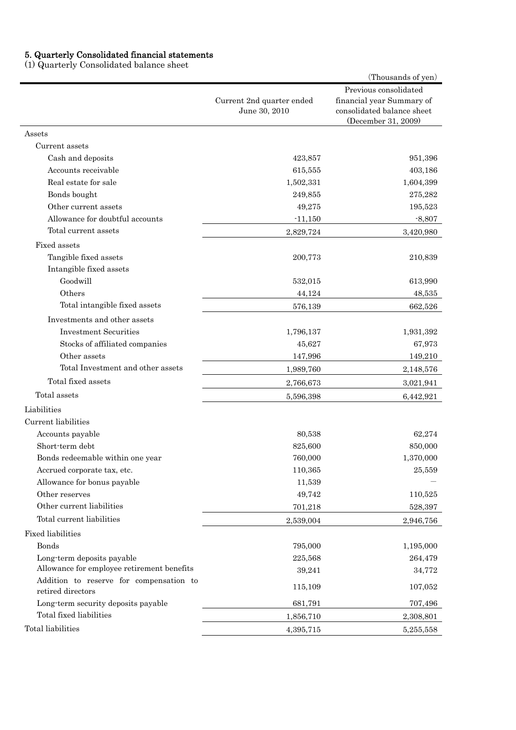# 5. Quarterly Consolidated financial statements

## (1) Quarterly Consolidated balance sheet

(Thousands of yen)

| | Current 2nd quarter ended June 30, 2010 | Previous consolidated financial year Summary of consolidated balance sheet (December 31, 2009) |
|---|---|---|
| Assets | | |
| Current assets | | |
| Cash and deposits | 423,857 | 951,396 |
| Accounts receivable | 615,555 | 403,186 |
| Real estate for sale | 1,502,331 | 1,604,399 |
| Bonds bought | 249,855 | 275,282 |
| Other current assets | 49,275 | 195,523 |
| Allowance for doubtful accounts | -11,150 | -8,807 |
| Total current assets | 2,829,724 | 3,420,980 |
| Fixed assets | | |
| Tangible fixed assets | 200,773 | 210,839 |
| Intangible fixed assets | | |
| Goodwill | 532,015 | 613,990 |
| Others | 44,124 | 48,535 |
| Total intangible fixed assets | 576,139 | 662,526 |
| Investments and other assets | | |
| Investment Securities | 1,796,137 | 1,931,392 |
| Stocks of affiliated companies | 45,627 | 67,973 |
| Other assets | 147,996 | 149,210 |
| Total Investment and other assets | 1,989,760 | 2,148,576 |
| Total fixed assets | 2,766,673 | 3,021,941 |
| Total assets | 5,596,398 | 6,442,921 |
| Liabilities | | |
| Current liabilities | | |
| Accounts payable | 80,538 | 62,274 |
| Short-term debt | 825,600 | 850,000 |
| Bonds redeemable within one year | 760,000 | 1,370,000 |
| Accrued corporate tax, etc. | 110,365 | 25,559 |
| Allowance for bonus payable | 11,539 | — |
| Other reserves | 49,742 | 110,525 |
| Other current liabilities | 701,218 | 528,397 |
| Total current liabilities | 2,539,004 | 2,946,756 |
| Fixed liabilities | | |
| Bonds | 795,000 | 1,195,000 |
| Long-term deposits payable | 225,568 | 264,479 |
| Allowance for employee retirement benefits | 39,241 | 34,772 |
| Addition to reserve for compensation to retired directors | 115,109 | 107,052 |
| Long-term security deposits payable | 681,791 | 707,496 |
| Total fixed liabilities | 1,856,710 | 2,308,801 |
| Total liabilities | 4,395,715 | 5,255,558 |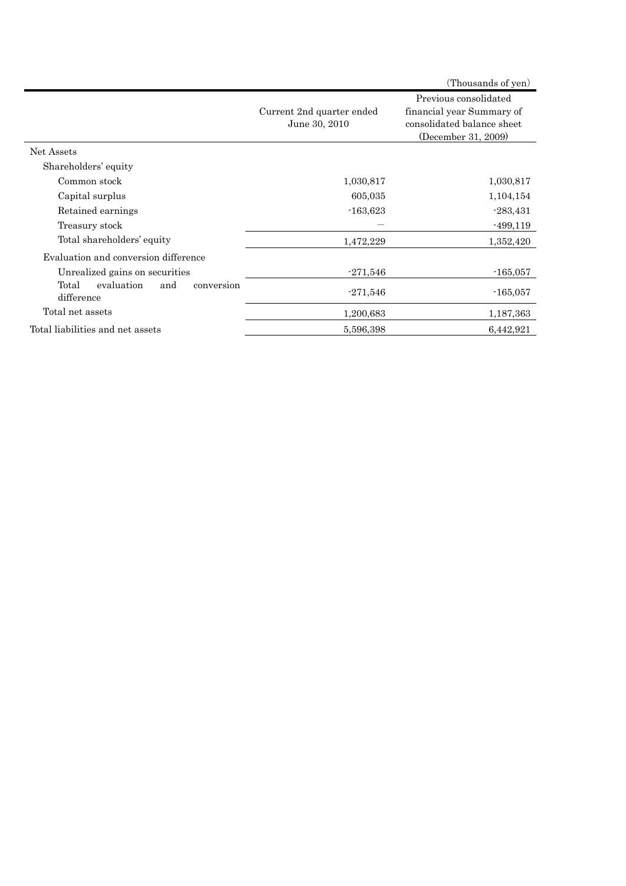(Thousands of yen)

| | Current 2nd quarter ended June 30, 2010 | Previous consolidated financial year Summary of consolidated balance sheet (December 31, 2009) |
|---|---|---|
| Net Assets | | |
| Shareholders' equity | | |
| Common stock | 1,030,817 | 1,030,817 |
| Capital surplus | 605,035 | 1,104,154 |
| Retained earnings | -163,623 | -283,431 |
| Treasury stock | — | -499,119 |
| Total shareholders' equity | 1,472,229 | 1,352,420 |
| Evaluation and conversion difference | | |
| Unrealized gains on securities | -271,546 | -165,057 |
| Total evaluation and conversion difference | -271,546 | -165,057 |
| Total net assets | 1,200,683 | 1,187,363 |
| Total liabilities and net assets | 5,596,398 | 6,442,921 |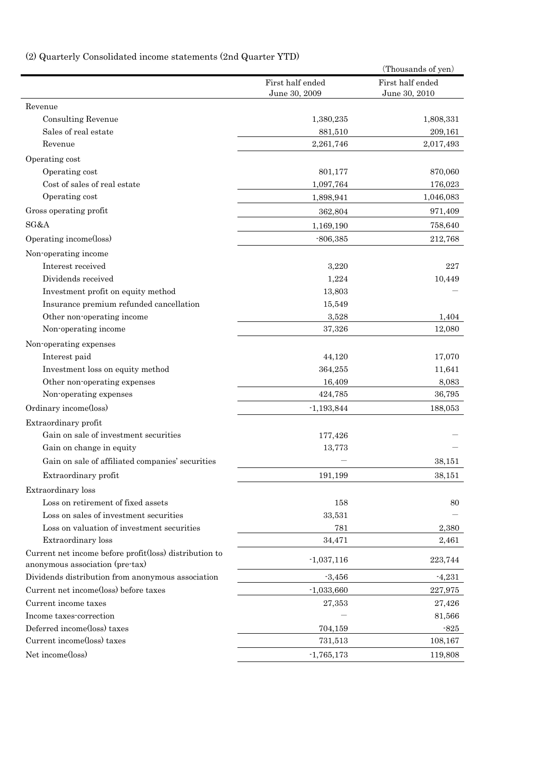(2) Quarterly Consolidated income statements (2nd Quarter YTD)

(Thousands of yen)

| | First half ended June 30, 2009 | First half ended June 30, 2010 |
|---|---|---|
| Revenue | | |
| Consulting Revenue | 1,380,235 | 1,808,331 |
| Sales of real estate | 881,510 | 209,161 |
| Revenue | 2,261,746 | 2,017,493 |
| Operating cost | | |
| Operating cost | 801,177 | 870,060 |
| Cost of sales of real estate | 1,097,764 | 176,023 |
| Operating cost | 1,898,941 | 1,046,083 |
| Gross operating profit | 362,804 | 971,409 |
| SG&A | 1,169,190 | 758,640 |
| Operating income(loss) | -806,385 | 212,768 |
| Non-operating income | | |
| Interest received | 3,220 | 227 |
| Dividends received | 1,224 | 10,449 |
| Investment profit on equity method | 13,803 | — |
| Insurance premium refunded cancellation | 15,549 | |
| Other non-operating income | 3,528 | 1,404 |
| Non-operating income | 37,326 | 12,080 |
| Non-operating expenses | | |
| Interest paid | 44,120 | 17,070 |
| Investment loss on equity method | 364,255 | 11,641 |
| Other non-operating expenses | 16,409 | 8,083 |
| Non-operating expenses | 424,785 | 36,795 |
| Ordinary income(loss) | -1,193,844 | 188,053 |
| Extraordinary profit | | |
| Gain on sale of investment securities | 177,426 | — |
| Gain on change in equity | 13,773 | — |
| Gain on sale of affiliated companies' securities | — | 38,151 |
| Extraordinary profit | 191,199 | 38,151 |
| Extraordinary loss | | |
| Loss on retirement of fixed assets | 158 | 80 |
| Loss on sales of investment securities | 33,531 | — |
| Loss on valuation of investment securities | 781 | 2,380 |
| Extraordinary loss | 34,471 | 2,461 |
| Current net income before profit(loss) distribution to anonymous association (pre-tax) | -1,037,116 | 223,744 |
| Dividends distribution from anonymous association | -3,456 | -4,231 |
| Current net income(loss) before taxes | -1,033,660 | 227,975 |
| Current income taxes | 27,353 | 27,426 |
| Income taxes-correction | — | 81,566 |
| Deferred income(loss) taxes | 704,159 | -825 |
| Current income(loss) taxes | 731,513 | 108,167 |
| Net income(loss) | -1,765,173 | 119,808 |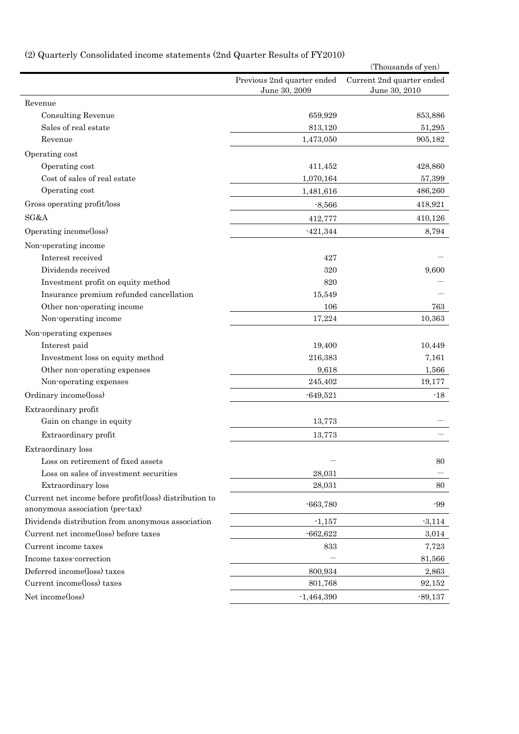(2) Quarterly Consolidated income statements (2nd Quarter Results of FY2010)

(Thousands of yen)

| | Previous 2nd quarter ended June 30, 2009 | Current 2nd quarter ended June 30, 2010 |
|---|---|---|
| Revenue | | |
| Consulting Revenue | 659,929 | 853,886 |
| Sales of real estate | 813,120 | 51,295 |
| Revenue | 1,473,050 | 905,182 |
| Operating cost | | |
| Operating cost | 411,452 | 428,860 |
| Cost of sales of real estate | 1,070,164 | 57,399 |
| Operating cost | 1,481,616 | 486,260 |
| Gross operating profit/loss | -8,566 | 418,921 |
| SG&A | 412,777 | 410,126 |
| Operating income(loss) | -421,344 | 8,794 |
| Non-operating income | | |
| Interest received | 427 | — |
| Dividends received | 320 | 9,600 |
| Investment profit on equity method | 820 | — |
| Insurance premium refunded cancellation | 15,549 | — |
| Other non-operating income | 106 | 763 |
| Non-operating income | 17,224 | 10,363 |
| Non-operating expenses | | |
| Interest paid | 19,400 | 10,449 |
| Investment loss on equity method | 216,383 | 7,161 |
| Other non-operating expenses | 9,618 | 1,566 |
| Non-operating expenses | 245,402 | 19,177 |
| Ordinary income(loss) | -649,521 | -18 |
| Extraordinary profit | | |
| Gain on change in equity | 13,773 | — |
| Extraordinary profit | 13,773 | — |
| Extraordinary loss | | |
| Loss on retirement of fixed assets | — | 80 |
| Loss on sales of investment securities | 28,031 | — |
| Extraordinary loss | 28,031 | 80 |
| Current net income before profit(loss) distribution to anonymous association (pre-tax) | -663,780 | -99 |
| Dividends distribution from anonymous association | -1,157 | -3,114 |
| Current net income(loss) before taxes | -662,622 | 3,014 |
| Current income taxes | 833 | 7,723 |
| Income taxes-correction | — | 81,566 |
| Deferred income(loss) taxes | 800,934 | 2,863 |
| Current income(loss) taxes | 801,768 | 92,152 |
| Net income(loss) | -1,464,390 | -89,137 |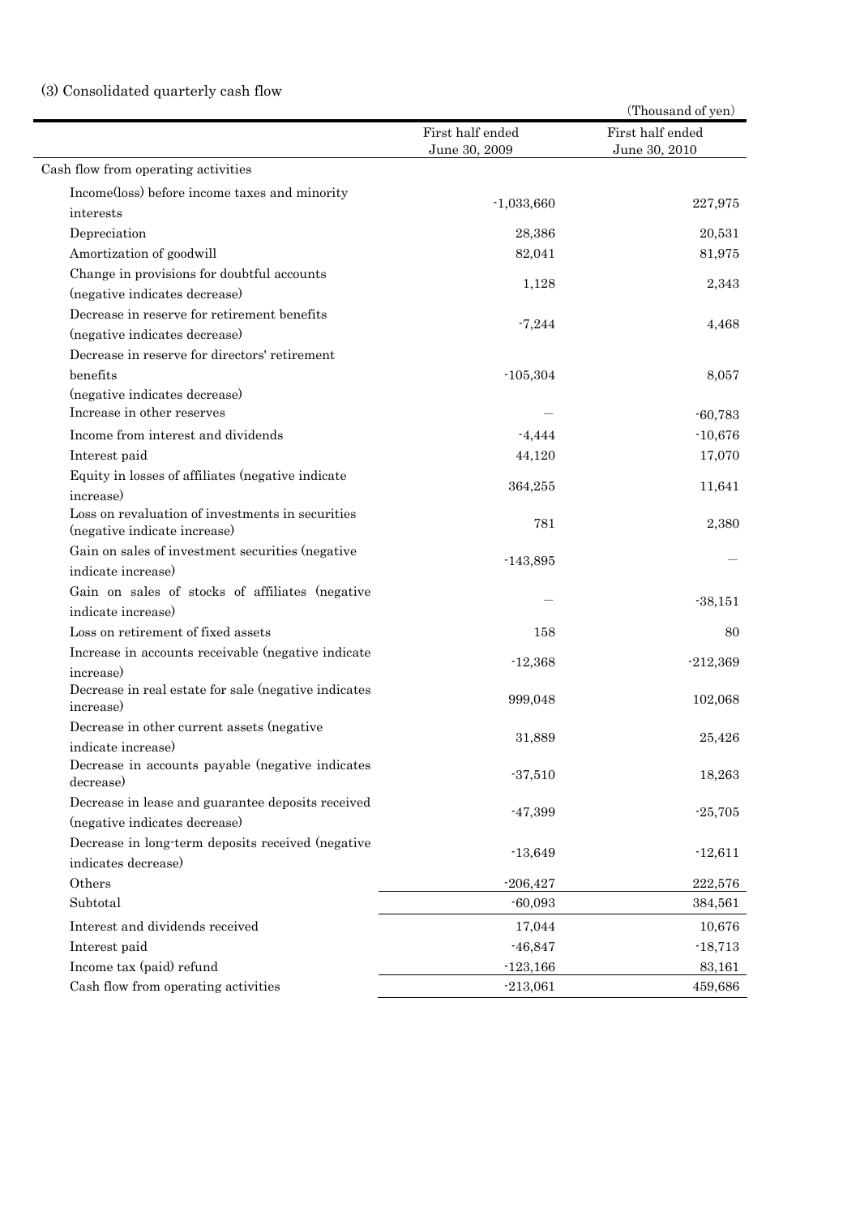### (3) Consolidated quarterly cash flow

(Thousand of yen)

| | First half ended June 30, 2009 | First half ended June 30, 2010 |
|---|---|---|
| Cash flow from operating activities | | |
| Income(loss) before income taxes and minority interests | -1,033,660 | 227,975 |
| Depreciation | 28,386 | 20,531 |
| Amortization of goodwill | 82,041 | 81,975 |
| Change in provisions for doubtful accounts (negative indicates decrease) | 1,128 | 2,343 |
| Decrease in reserve for retirement benefits (negative indicates decrease) | -7,244 | 4,468 |
| Decrease in reserve for directors' retirement benefits (negative indicates decrease) | -105,304 | 8,057 |
| Increase in other reserves | — | -60,783 |
| Income from interest and dividends | -4,444 | -10,676 |
| Interest paid | 44,120 | 17,070 |
| Equity in losses of affiliates (negative indicate increase) | 364,255 | 11,641 |
| Loss on revaluation of investments in securities (negative indicate increase) | 781 | 2,380 |
| Gain on sales of investment securities (negative indicate increase) | -143,895 | — |
| Gain on sales of stocks of affiliates (negative indicate increase) | — | -38,151 |
| Loss on retirement of fixed assets | 158 | 80 |
| Increase in accounts receivable (negative indicate increase) | -12,368 | -212,369 |
| Decrease in real estate for sale (negative indicates increase) | 999,048 | 102,068 |
| Decrease in other current assets (negative indicate increase) | 31,889 | 25,426 |
| Decrease in accounts payable (negative indicates decrease) | -37,510 | 18,263 |
| Decrease in lease and guarantee deposits received (negative indicates decrease) | -47,399 | -25,705 |
| Decrease in long-term deposits received (negative indicates decrease) | -13,649 | -12,611 |
| Others | -206,427 | 222,576 |
| Subtotal | -60,093 | 384,561 |
| Interest and dividends received | 17,044 | 10,676 |
| Interest paid | -46,847 | -18,713 |
| Income tax (paid) refund | -123,166 | 83,161 |
| Cash flow from operating activities | -213,061 | 459,686 |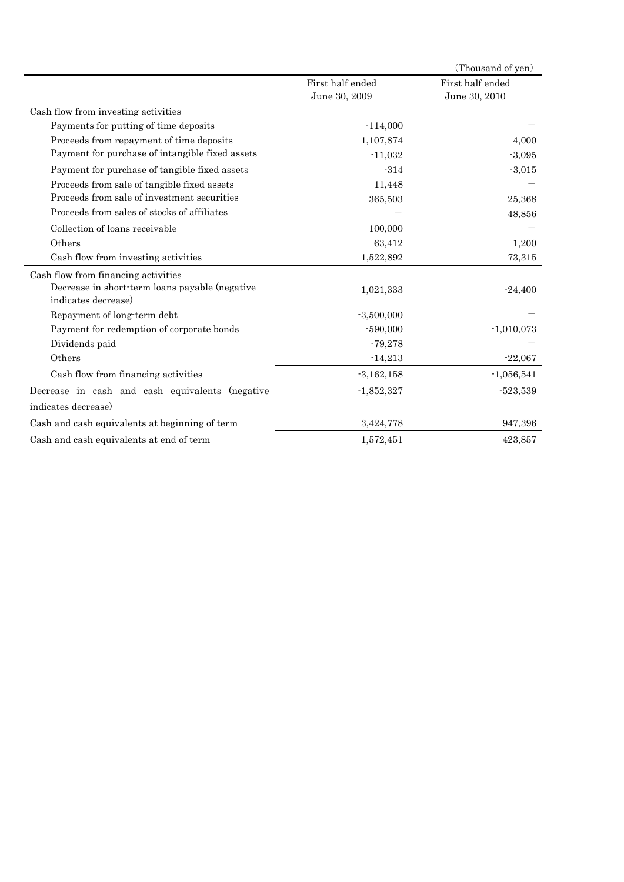(Thousand of yen)

| | First half ended June 30, 2009 | First half ended June 30, 2010 |
|---|---|---|
| Cash flow from investing activities | | |
| Payments for putting of time deposits | -114,000 | — |
| Proceeds from repayment of time deposits | 1,107,874 | 4,000 |
| Payment for purchase of intangible fixed assets | -11,032 | -3,095 |
| Payment for purchase of tangible fixed assets | -314 | -3,015 |
| Proceeds from sale of tangible fixed assets | 11,448 | — |
| Proceeds from sale of investment securities | 365,503 | 25,368 |
| Proceeds from sales of stocks of affiliates | — | 48,856 |
| Collection of loans receivable | 100,000 | — |
| Others | 63,412 | 1,200 |
| Cash flow from investing activities | 1,522,892 | 73,315 |
| Cash flow from financing activities | | |
| Decrease in short-term loans payable (negative indicates decrease) | 1,021,333 | -24,400 |
| Repayment of long-term debt | -3,500,000 | — |
| Payment for redemption of corporate bonds | -590,000 | -1,010,073 |
| Dividends paid | -79,278 | — |
| Others | -14,213 | -22,067 |
| Cash flow from financing activities | -3,162,158 | -1,056,541 |
| Decrease in cash and cash equivalents (negative indicates decrease) | -1,852,327 | -523,539 |
| Cash and cash equivalents at beginning of term | 3,424,778 | 947,396 |
| Cash and cash equivalents at end of term | 1,572,451 | 423,857 |